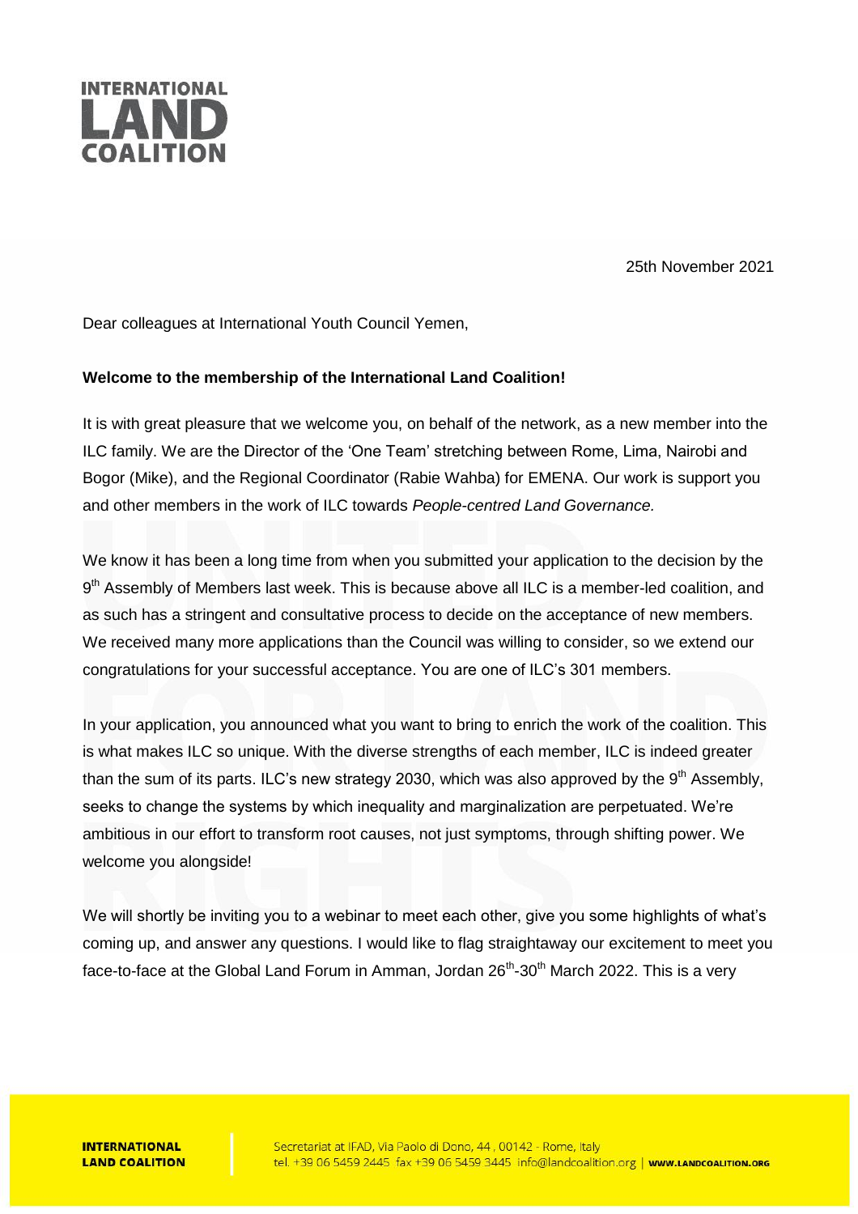25th November 2021

Dear colleagues at International Youth Council Yemen,

**Welcome to the membership of the International Land Coalition!**

It is with great pleasure that we welcome you, on behalf of the network, as a new member into the ILC family. We are the Director of the 'One Team' stretching between Rome, Lima, Nairobi and Bogor (Mike), and the Regional Coordinator (Rabie Wahba) for EMENA. Our work is support you and other members in the work of ILC towards *People-centred Land Governance.*

We know it has been a long time from when you submitted your application to the decision by the 9th Assembly of Members last week. This is because above all ILC is a member-led coalition, and as such has a stringent and consultative process to decide on the acceptance of new members. We received many more applications than the Council was willing to consider, so we extend our congratulations for your successful acceptance. You are one of ILC's 301 members.

In your application, you announced what you want to bring to enrich the work of the coalition. This is what makes ILC so unique. With the diverse strengths of each member, ILC is indeed greater than the sum of its parts. ILC's new strategy 2030, which was also approved by the 9th Assembly, seeks to change the systems by which inequality and marginalization are perpetuated. We're ambitious in our effort to transform root causes, not just symptoms, through shifting power. We welcome you alongside!

We will shortly be inviting you to a webinar to meet each other, give you some highlights of what's coming up, and answer any questions. I would like to flag straightaway our excitement to meet you face-to-face at the Global Land Forum in Amman, Jordan 26th-30th March 2022. This is a very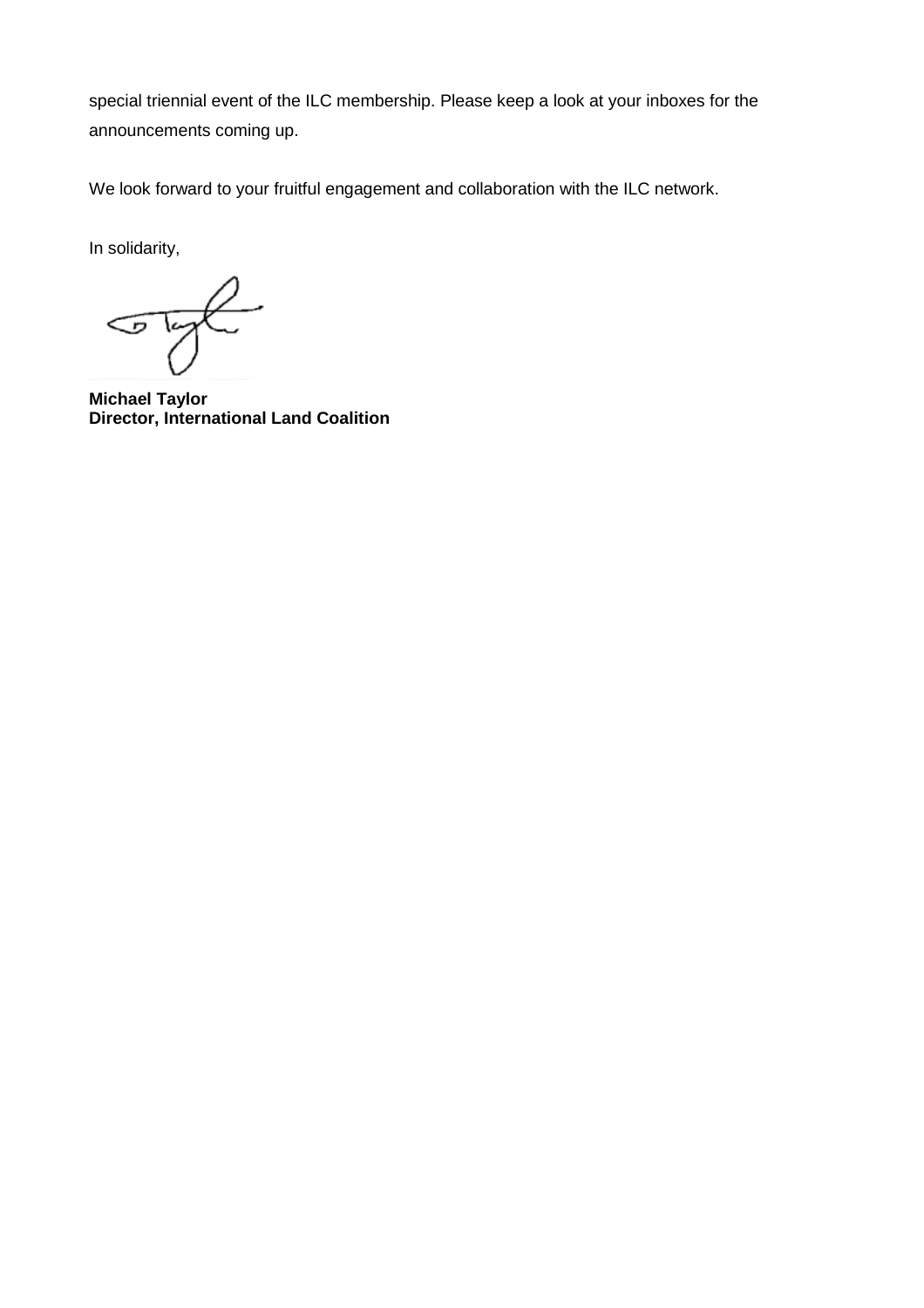special triennial event of the ILC membership. Please keep a look at your inboxes for the announcements coming up.

We look forward to your fruitful engagement and collaboration with the ILC network.

In solidarity,

**Michael Taylor**
**Director, International Land Coalition**